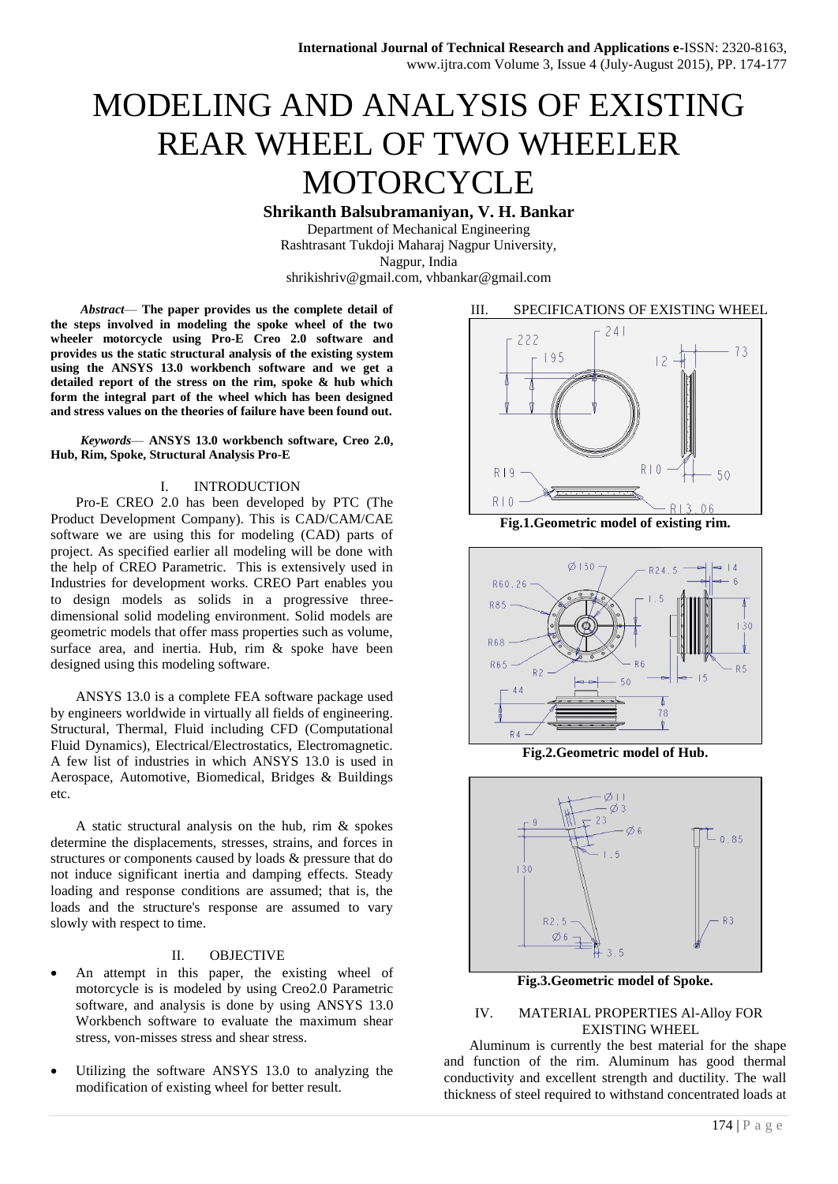# MODELING AND ANALYSIS OF EXISTING REAR WHEEL OF TWO WHEELER MOTORCYCLE

**Shrikanth Balsubramaniyan, V. H. Bankar**

Department of Mechanical Engineering
Rashtrasant Tukdoji Maharaj Nagpur University,
Nagpur, India
shrikishriv@gmail.com, vhbankar@gmail.com

***Abstract*— The paper provides us the complete detail of the steps involved in modeling the spoke wheel of the two wheeler motorcycle using Pro-E Creo 2.0 software and provides us the static structural analysis of the existing system using the ANSYS 13.0 workbench software and we get a detailed report of the stress on the rim, spoke & hub which form the integral part of the wheel which has been designed and stress values on the theories of failure have been found out.**

***Keywords*— ANSYS 13.0 workbench software, Creo 2.0, Hub, Rim, Spoke, Structural Analysis Pro-E**

## I. INTRODUCTION

Pro-E CREO 2.0 has been developed by PTC (The Product Development Company). This is CAD/CAM/CAE software we are using this for modeling (CAD) parts of project. As specified earlier all modeling will be done with the help of CREO Parametric. This is extensively used in Industries for development works. CREO Part enables you to design models as solids in a progressive three-dimensional solid modeling environment. Solid models are geometric models that offer mass properties such as volume, surface area, and inertia. Hub, rim & spoke have been designed using this modeling software.

ANSYS 13.0 is a complete FEA software package used by engineers worldwide in virtually all fields of engineering. Structural, Thermal, Fluid including CFD (Computational Fluid Dynamics), Electrical/Electrostatics, Electromagnetic. A few list of industries in which ANSYS 13.0 is used in Aerospace, Automotive, Biomedical, Bridges & Buildings etc.

A static structural analysis on the hub, rim & spokes determine the displacements, stresses, strains, and forces in structures or components caused by loads & pressure that do not induce significant inertia and damping effects. Steady loading and response conditions are assumed; that is, the loads and the structure's response are assumed to vary slowly with respect to time.

## II. OBJECTIVE

- An attempt in this paper, the existing wheel of motorcycle is is modeled by using Creo2.0 Parametric software, and analysis is done by using ANSYS 13.0 Workbench software to evaluate the maximum shear stress, von-misses stress and shear stress.
- Utilizing the software ANSYS 13.0 to analyzing the modification of existing wheel for better result.

## III. SPECIFICATIONS OF EXISTING WHEEL

**Fig.1.Geometric model of existing rim.**

**Fig.2.Geometric model of Hub.**

**Fig.3.Geometric model of Spoke.**

## IV. MATERIAL PROPERTIES Al-Alloy FOR EXISTING WHEEL

Aluminum is currently the best material for the shape and function of the rim. Aluminum has good thermal conductivity and excellent strength and ductility. The wall thickness of steel required to withstand concentrated loads at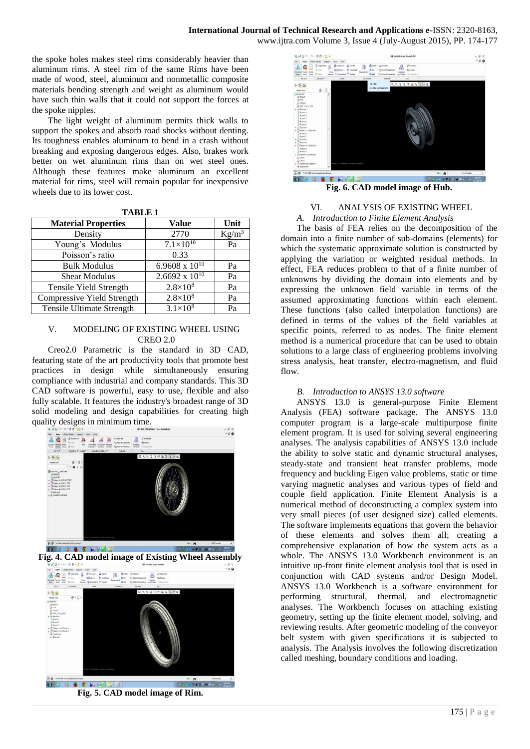the spoke holes makes steel rims considerably heavier than aluminum rims. A steel rim of the same Rims have been made of wood, steel, aluminum and nonmetallic composite materials bending strength and weight as aluminum would have such thin walls that it could not support the forces at the spoke nipples.

The light weight of aluminum permits thick walls to support the spokes and absorb road shocks without denting. Its toughness enables aluminum to bend in a crash without breaking and exposing dangerous edges. Also, brakes work better on wet aluminum rims than on wet steel ones. Although these features make aluminum an excellent material for rims, steel will remain popular for inexpensive wheels due to its lower cost.

**TABLE 1**

| Material Properties | Value | Unit |
|---|---|---|
| Density | 2770 | $Kg/m^3$ |
| Young's Modulus | $7.1\times10^{10}$ | Pa |
| Poisson's ratio | 0.33 | |
| Bulk Modulus | $6.9608 \times 10^{10}$ | Pa |
| Shear Modulus | $2.6692 \times 10^{10}$ | Pa |
| Tensile Yield Strength | $2.8\times10^{8}$ | Pa |
| Compressive Yield Strength | $2.8\times10^{8}$ | Pa |
| Tensile Ultimate Strength | $3.1\times10^{8}$ | Pa |

## V. MODELING OF EXISTING WHEEL USING CREO 2.0

Creo2.0 Parametric is the standard in 3D CAD, featuring state of the art productivity tools that promote best practices in design while simultaneously ensuring compliance with industrial and company standards. This 3D CAD software is powerful, easy to use, flexible and also fully scalable. It features the industry's broadest range of 3D solid modeling and design capabilities for creating high quality designs in minimum time.

**Fig. 4. CAD model image of Existing Wheel Assembly**

**Fig. 5. CAD model image of Rim.**

**Fig. 6. CAD model image of Hub.**

## VI. ANALYSIS OF EXISTING WHEEL

### *A. Introduction to Finite Element Analysis*

The basis of FEA relies on the decomposition of the domain into a finite number of sub-domains (elements) for which the systematic approximate solution is constructed by applying the variation or weighted residual methods. In effect, FEA reduces problem to that of a finite number of unknowns by dividing the domain into elements and by expressing the unknown field variable in terms of the assumed approximating functions within each element. These functions (also called interpolation functions) are defined in terms of the values of the field variables at specific points, referred to as nodes. The finite element method is a numerical procedure that can be used to obtain solutions to a large class of engineering problems involving stress analysis, heat transfer, electro-magnetism, and fluid flow.

### *B. Introduction to ANSYS 13.0 software*

ANSYS 13.0 is general-purpose Finite Element Analysis (FEA) software package. The ANSYS 13.0 computer program is a large-scale multipurpose finite element program. It is used for solving several engineering analyses. The analysis capabilities of ANSYS 13.0 include the ability to solve static and dynamic structural analyses, steady-state and transient heat transfer problems, mode frequency and buckling Eigen value problems, static or time varying magnetic analyses and various types of field and couple field application. Finite Element Analysis is a numerical method of deconstructing a complex system into very small pieces (of user designed size) called elements. The software implements equations that govern the behavior of these elements and solves them all; creating a comprehensive explanation of how the system acts as a whole. The ANSYS 13.0 Workbench environment is an intuitive up-front finite element analysis tool that is used in conjunction with CAD systems and/or Design Model. ANSYS 13.0 Workbench is a software environment for performing structural, thermal, and electromagnetic analyses. The Workbench focuses on attaching existing geometry, setting up the finite element model, solving, and reviewing results. After geometric modeling of the conveyor belt system with given specifications it is subjected to analysis. The Analysis involves the following discretization called meshing, boundary conditions and loading.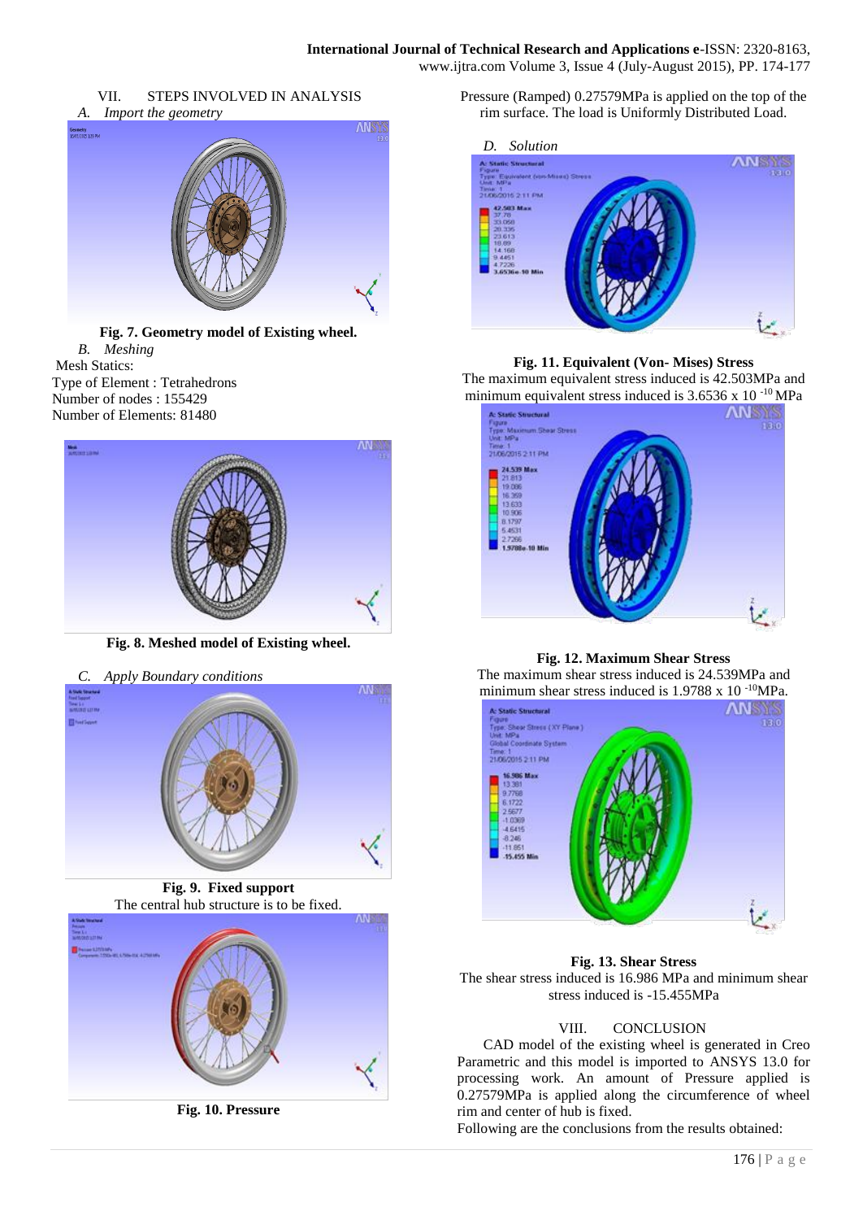## VII. STEPS INVOLVED IN ANALYSIS

### *A. Import the geometry*

**Fig. 7. Geometry model of Existing wheel.**

### *B. Meshing*

Mesh Statics:

Type of Element : Tetrahedrons

Number of nodes : 155429

Number of Elements: 81480

**Fig. 8. Meshed model of Existing wheel.**

### *C. Apply Boundary conditions*

**Fig. 9. Fixed support**

The central hub structure is to be fixed.

**Fig. 10. Pressure**

Pressure (Ramped) 0.27579MPa is applied on the top of the rim surface. The load is Uniformly Distributed Load.

### *D. Solution*

**Fig. 11. Equivalent (Von- Mises) Stress**

The maximum equivalent stress induced is 42.503MPa and minimum equivalent stress induced is $3.6536 \times 10^{-10}$ MPa

**Fig. 12. Maximum Shear Stress**

The maximum shear stress induced is 24.539MPa and minimum shear stress induced is $1.9788 \times 10^{-10}$MPa.

**Fig. 13. Shear Stress**

The shear stress induced is 16.986 MPa and minimum shear stress induced is -15.455MPa

## VIII. CONCLUSION

CAD model of the existing wheel is generated in Creo Parametric and this model is imported to ANSYS 13.0 for processing work. An amount of Pressure applied is 0.27579MPa is applied along the circumference of wheel rim and center of hub is fixed.

Following are the conclusions from the results obtained: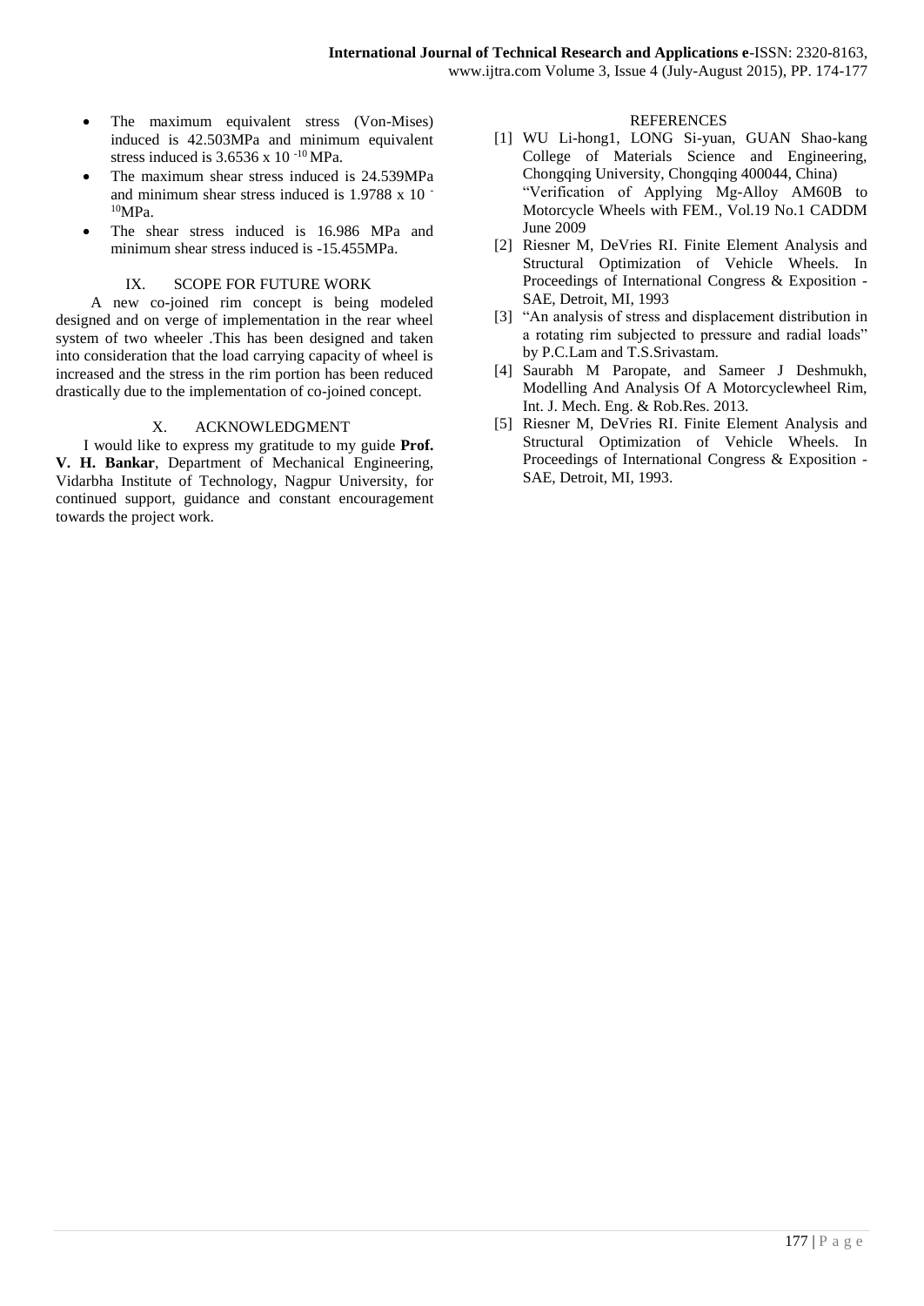- The maximum equivalent stress (Von-Mises) induced is 42.503MPa and minimum equivalent stress induced is $3.6536 \times 10^{-10}$ MPa.
- The maximum shear stress induced is 24.539MPa and minimum shear stress induced is $1.9788 \times 10^{-10}$MPa.
- The shear stress induced is 16.986 MPa and minimum shear stress induced is -15.455MPa.

## IX. SCOPE FOR FUTURE WORK

A new co-joined rim concept is being modeled designed and on verge of implementation in the rear wheel system of two wheeler .This has been designed and taken into consideration that the load carrying capacity of wheel is increased and the stress in the rim portion has been reduced drastically due to the implementation of co-joined concept.

## X. ACKNOWLEDGMENT

I would like to express my gratitude to my guide **Prof. V. H. Bankar**, Department of Mechanical Engineering, Vidarbha Institute of Technology, Nagpur University, for continued support, guidance and constant encouragement towards the project work.

## REFERENCES

[1] WU Li-hong1, LONG Si-yuan, GUAN Shao-kang College of Materials Science and Engineering, Chongqing University, Chongqing 400044, China) "Verification of Applying Mg-Alloy AM60B to Motorcycle Wheels with FEM., Vol.19 No.1 CADDM June 2009

[2] Riesner M, DeVries RI. Finite Element Analysis and Structural Optimization of Vehicle Wheels. In Proceedings of International Congress & Exposition - SAE, Detroit, MI, 1993

[3] "An analysis of stress and displacement distribution in a rotating rim subjected to pressure and radial loads" by P.C.Lam and T.S.Srivastam.

[4] Saurabh M Paropate, and Sameer J Deshmukh, Modelling And Analysis Of A Motorcyclewheel Rim, Int. J. Mech. Eng. & Rob.Res. 2013.

[5] Riesner M, DeVries RI. Finite Element Analysis and Structural Optimization of Vehicle Wheels. In Proceedings of International Congress & Exposition - SAE, Detroit, MI, 1993.